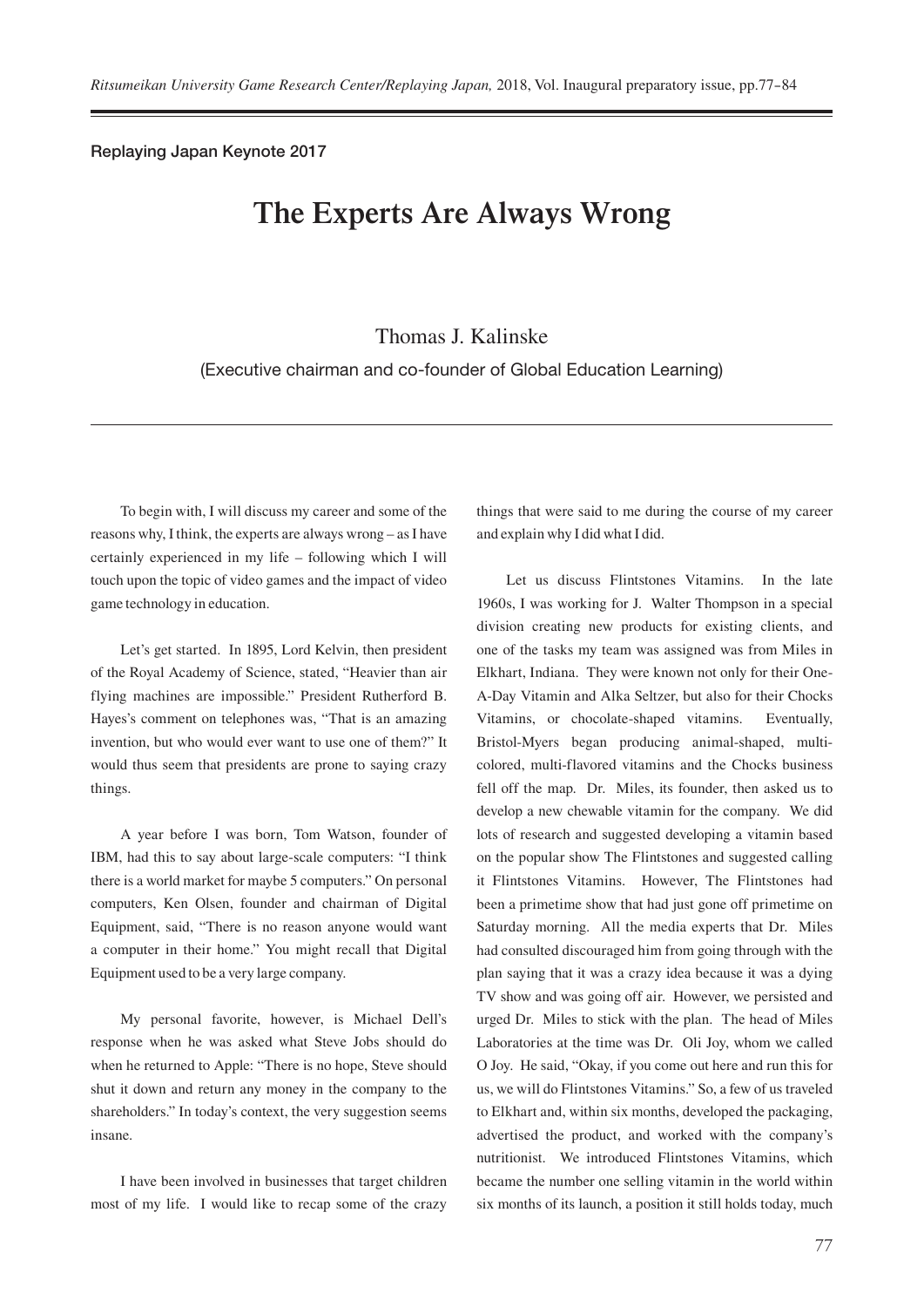Replaying Japan Keynote 2017

# The Experts Are Always Wrong

Thomas J. Kalinske

(Executive chairman and co-founder of Global Education Learning)

---

To begin with, I will discuss my career and some of the reasons why, I think, the experts are always wrong – as I have certainly experienced in my life – following which I will touch upon the topic of video games and the impact of video game technology in education.

Let's get started. In 1895, Lord Kelvin, then president of the Royal Academy of Science, stated, "Heavier than air flying machines are impossible." President Rutherford B. Hayes's comment on telephones was, "That is an amazing invention, but who would ever want to use one of them?" It would thus seem that presidents are prone to saying crazy things.

A year before I was born, Tom Watson, founder of IBM, had this to say about large-scale computers: "I think there is a world market for maybe 5 computers." On personal computers, Ken Olsen, founder and chairman of Digital Equipment, said, "There is no reason anyone would want a computer in their home." You might recall that Digital Equipment used to be a very large company.

My personal favorite, however, is Michael Dell's response when he was asked what Steve Jobs should do when he returned to Apple: "There is no hope, Steve should shut it down and return any money in the company to the shareholders." In today's context, the very suggestion seems insane.

I have been involved in businesses that target children most of my life. I would like to recap some of the crazy things that were said to me during the course of my career and explain why I did what I did.

Let us discuss Flintstones Vitamins. In the late 1960s, I was working for J. Walter Thompson in a special division creating new products for existing clients, and one of the tasks my team was assigned was from Miles in Elkhart, Indiana. They were known not only for their One-A-Day Vitamin and Alka Seltzer, but also for their Chocks Vitamins, or chocolate-shaped vitamins. Eventually, Bristol-Myers began producing animal-shaped, multi-colored, multi-flavored vitamins and the Chocks business fell off the map. Dr. Miles, its founder, then asked us to develop a new chewable vitamin for the company. We did lots of research and suggested developing a vitamin based on the popular show The Flintstones and suggested calling it Flintstones Vitamins. However, The Flintstones had been a primetime show that had just gone off primetime on Saturday morning. All the media experts that Dr. Miles had consulted discouraged him from going through with the plan saying that it was a crazy idea because it was a dying TV show and was going off air. However, we persisted and urged Dr. Miles to stick with the plan. The head of Miles Laboratories at the time was Dr. Oli Joy, whom we called O Joy. He said, "Okay, if you come out here and run this for us, we will do Flintstones Vitamins." So, a few of us traveled to Elkhart and, within six months, developed the packaging, advertised the product, and worked with the company's nutritionist. We introduced Flintstones Vitamins, which became the number one selling vitamin in the world within six months of its launch, a position it still holds today, much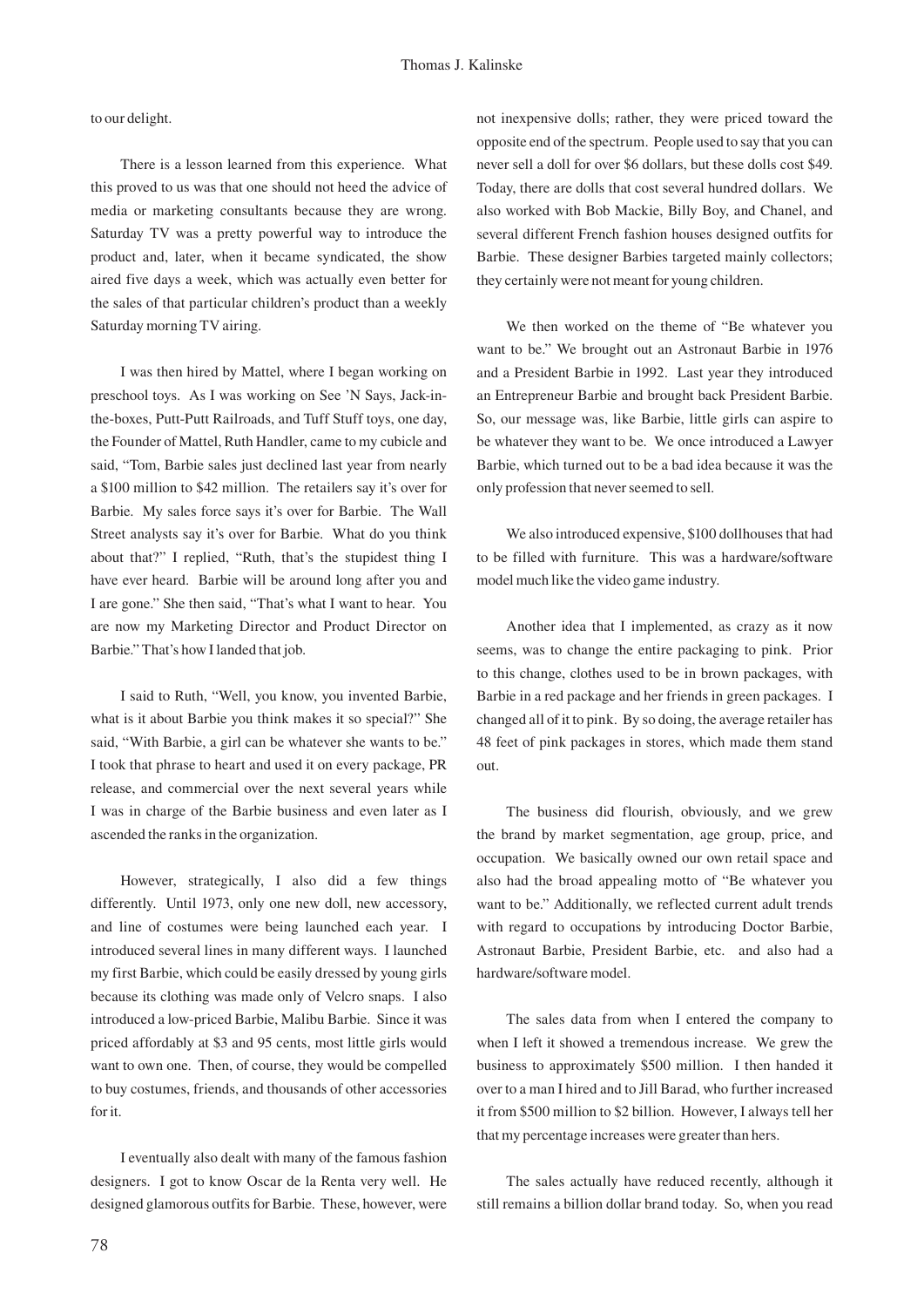to our delight.

There is a lesson learned from this experience. What this proved to us was that one should not heed the advice of media or marketing consultants because they are wrong. Saturday TV was a pretty powerful way to introduce the product and, later, when it became syndicated, the show aired five days a week, which was actually even better for the sales of that particular children's product than a weekly Saturday morning TV airing.

I was then hired by Mattel, where I began working on preschool toys. As I was working on See 'N Says, Jack-in-the-boxes, Putt-Putt Railroads, and Tuff Stuff toys, one day, the Founder of Mattel, Ruth Handler, came to my cubicle and said, "Tom, Barbie sales just declined last year from nearly a $100 million to $42 million. The retailers say it's over for Barbie. My sales force says it's over for Barbie. The Wall Street analysts say it's over for Barbie. What do you think about that?" I replied, "Ruth, that's the stupidest thing I have ever heard. Barbie will be around long after you and I are gone." She then said, "That's what I want to hear. You are now my Marketing Director and Product Director on Barbie." That's how I landed that job.

I said to Ruth, "Well, you know, you invented Barbie, what is it about Barbie you think makes it so special?" She said, "With Barbie, a girl can be whatever she wants to be." I took that phrase to heart and used it on every package, PR release, and commercial over the next several years while I was in charge of the Barbie business and even later as I ascended the ranks in the organization.

However, strategically, I also did a few things differently. Until 1973, only one new doll, new accessory, and line of costumes were being launched each year. I introduced several lines in many different ways. I launched my first Barbie, which could be easily dressed by young girls because its clothing was made only of Velcro snaps. I also introduced a low-priced Barbie, Malibu Barbie. Since it was priced affordably at $3 and 95 cents, most little girls would want to own one. Then, of course, they would be compelled to buy costumes, friends, and thousands of other accessories for it.

I eventually also dealt with many of the famous fashion designers. I got to know Oscar de la Renta very well. He designed glamorous outfits for Barbie. These, however, were not inexpensive dolls; rather, they were priced toward the opposite end of the spectrum. People used to say that you can never sell a doll for over $6 dollars, but these dolls cost $49. Today, there are dolls that cost several hundred dollars. We also worked with Bob Mackie, Billy Boy, and Chanel, and several different French fashion houses designed outfits for Barbie. These designer Barbies targeted mainly collectors; they certainly were not meant for young children.

We then worked on the theme of "Be whatever you want to be." We brought out an Astronaut Barbie in 1976 and a President Barbie in 1992. Last year they introduced an Entrepreneur Barbie and brought back President Barbie. So, our message was, like Barbie, little girls can aspire to be whatever they want to be. We once introduced a Lawyer Barbie, which turned out to be a bad idea because it was the only profession that never seemed to sell.

We also introduced expensive, $100 dollhouses that had to be filled with furniture. This was a hardware/software model much like the video game industry.

Another idea that I implemented, as crazy as it now seems, was to change the entire packaging to pink. Prior to this change, clothes used to be in brown packages, with Barbie in a red package and her friends in green packages. I changed all of it to pink. By so doing, the average retailer has 48 feet of pink packages in stores, which made them stand out.

The business did flourish, obviously, and we grew the brand by market segmentation, age group, price, and occupation. We basically owned our own retail space and also had the broad appealing motto of "Be whatever you want to be." Additionally, we reflected current adult trends with regard to occupations by introducing Doctor Barbie, Astronaut Barbie, President Barbie, etc. and also had a hardware/software model.

The sales data from when I entered the company to when I left it showed a tremendous increase. We grew the business to approximately $500 million. I then handed it over to a man I hired and to Jill Barad, who further increased it from $500 million to $2 billion. However, I always tell her that my percentage increases were greater than hers.

The sales actually have reduced recently, although it still remains a billion dollar brand today. So, when you read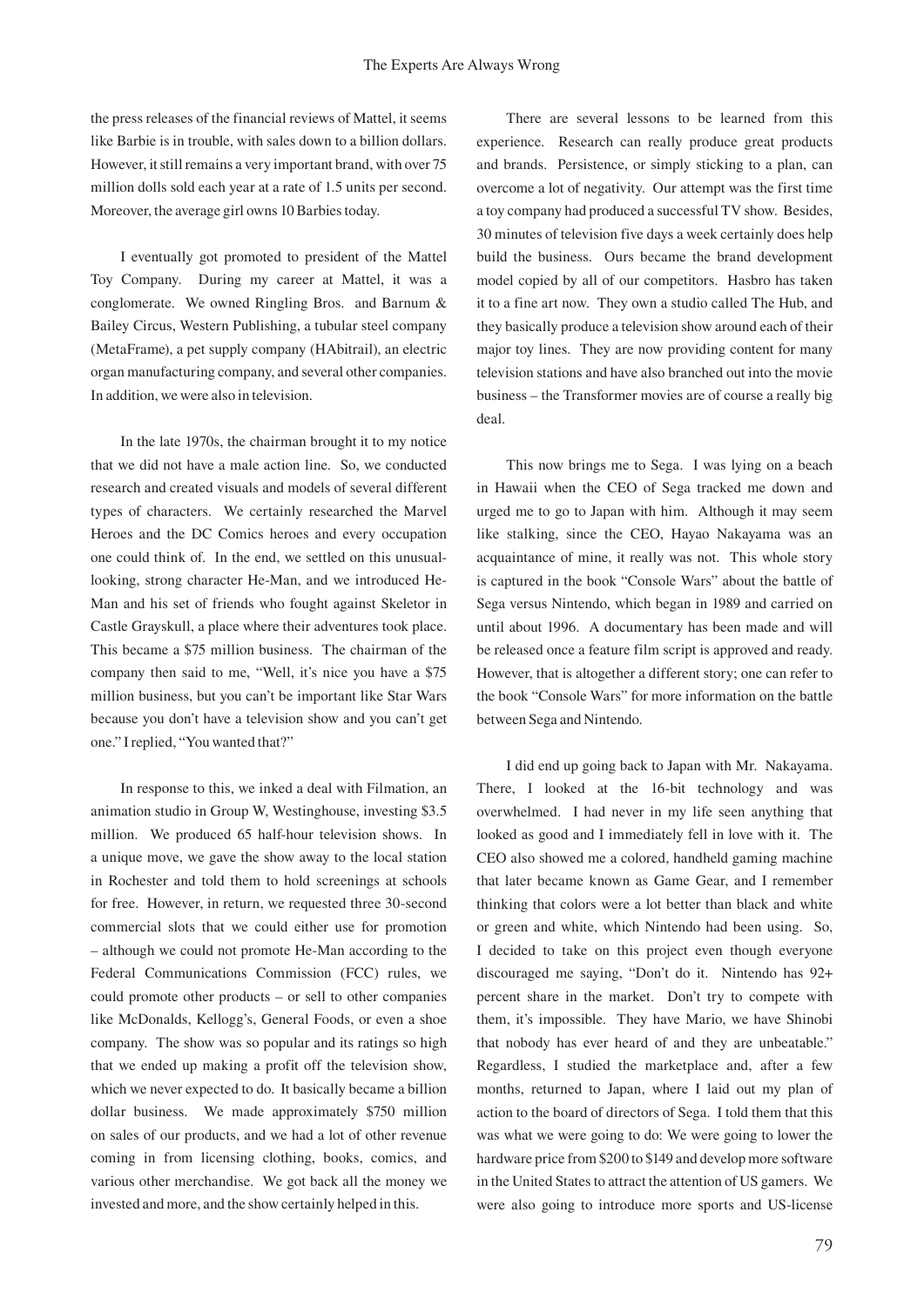the press releases of the financial reviews of Mattel, it seems like Barbie is in trouble, with sales down to a billion dollars. However, it still remains a very important brand, with over 75 million dolls sold each year at a rate of 1.5 units per second. Moreover, the average girl owns 10 Barbies today.

I eventually got promoted to president of the Mattel Toy Company. During my career at Mattel, it was a conglomerate. We owned Ringling Bros. and Barnum & Bailey Circus, Western Publishing, a tubular steel company (MetaFrame), a pet supply company (HAbitrail), an electric organ manufacturing company, and several other companies. In addition, we were also in television.

In the late 1970s, the chairman brought it to my notice that we did not have a male action line. So, we conducted research and created visuals and models of several different types of characters. We certainly researched the Marvel Heroes and the DC Comics heroes and every occupation one could think of. In the end, we settled on this unusual-looking, strong character He-Man, and we introduced He-Man and his set of friends who fought against Skeletor in Castle Grayskull, a place where their adventures took place. This became a $75 million business. The chairman of the company then said to me, "Well, it's nice you have a $75 million business, but you can't be important like Star Wars because you don't have a television show and you can't get one." I replied, "You wanted that?"

In response to this, we inked a deal with Filmation, an animation studio in Group W, Westinghouse, investing $3.5 million. We produced 65 half-hour television shows. In a unique move, we gave the show away to the local station in Rochester and told them to hold screenings at schools for free. However, in return, we requested three 30-second commercial slots that we could either use for promotion – although we could not promote He-Man according to the Federal Communications Commission (FCC) rules, we could promote other products – or sell to other companies like McDonalds, Kellogg's, General Foods, or even a shoe company. The show was so popular and its ratings so high that we ended up making a profit off the television show, which we never expected to do. It basically became a billion dollar business. We made approximately $750 million on sales of our products, and we had a lot of other revenue coming in from licensing clothing, books, comics, and various other merchandise. We got back all the money we invested and more, and the show certainly helped in this.

There are several lessons to be learned from this experience. Research can really produce great products and brands. Persistence, or simply sticking to a plan, can overcome a lot of negativity. Our attempt was the first time a toy company had produced a successful TV show. Besides, 30 minutes of television five days a week certainly does help build the business. Ours became the brand development model copied by all of our competitors. Hasbro has taken it to a fine art now. They own a studio called The Hub, and they basically produce a television show around each of their major toy lines. They are now providing content for many television stations and have also branched out into the movie business – the Transformer movies are of course a really big deal.

This now brings me to Sega. I was lying on a beach in Hawaii when the CEO of Sega tracked me down and urged me to go to Japan with him. Although it may seem like stalking, since the CEO, Hayao Nakayama was an acquaintance of mine, it really was not. This whole story is captured in the book "Console Wars" about the battle of Sega versus Nintendo, which began in 1989 and carried on until about 1996. A documentary has been made and will be released once a feature film script is approved and ready. However, that is altogether a different story; one can refer to the book "Console Wars" for more information on the battle between Sega and Nintendo.

I did end up going back to Japan with Mr. Nakayama. There, I looked at the 16-bit technology and was overwhelmed. I had never in my life seen anything that looked as good and I immediately fell in love with it. The CEO also showed me a colored, handheld gaming machine that later became known as Game Gear, and I remember thinking that colors were a lot better than black and white or green and white, which Nintendo had been using. So, I decided to take on this project even though everyone discouraged me saying, "Don't do it. Nintendo has 92+ percent share in the market. Don't try to compete with them, it's impossible. They have Mario, we have Shinobi that nobody has ever heard of and they are unbeatable." Regardless, I studied the marketplace and, after a few months, returned to Japan, where I laid out my plan of action to the board of directors of Sega. I told them that this was what we were going to do: We were going to lower the hardware price from $200 to $149 and develop more software in the United States to attract the attention of US gamers. We were also going to introduce more sports and US-license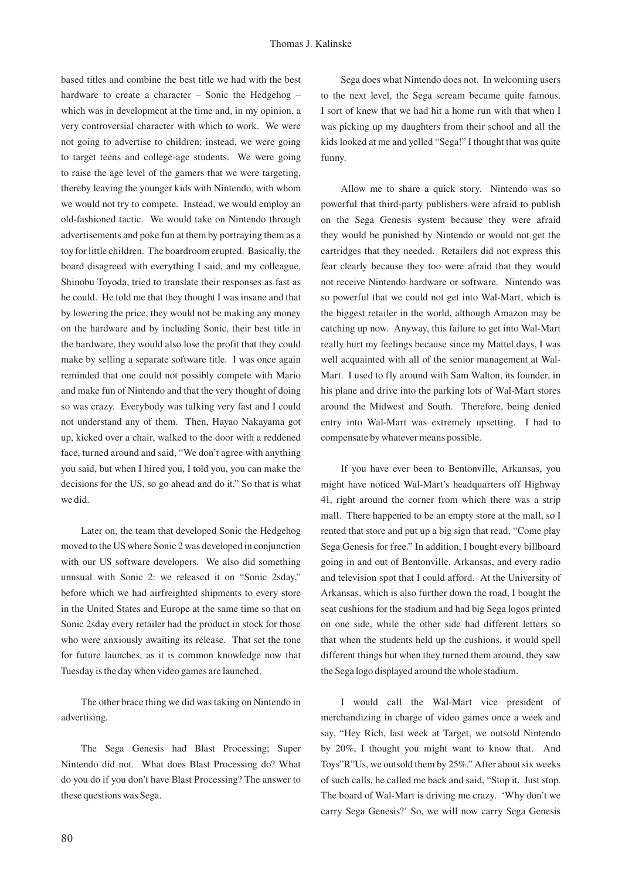based titles and combine the best title we had with the best hardware to create a character – Sonic the Hedgehog – which was in development at the time and, in my opinion, a very controversial character with which to work. We were not going to advertise to children; instead, we were going to target teens and college-age students. We were going to raise the age level of the gamers that we were targeting, thereby leaving the younger kids with Nintendo, with whom we would not try to compete. Instead, we would employ an old-fashioned tactic. We would take on Nintendo through advertisements and poke fun at them by portraying them as a toy for little children. The boardroom erupted. Basically, the board disagreed with everything I said, and my colleague, Shinobu Toyoda, tried to translate their responses as fast as he could. He told me that they thought I was insane and that by lowering the price, they would not be making any money on the hardware and by including Sonic, their best title in the hardware, they would also lose the profit that they could make by selling a separate software title. I was once again reminded that one could not possibly compete with Mario and make fun of Nintendo and that the very thought of doing so was crazy. Everybody was talking very fast and I could not understand any of them. Then, Hayao Nakayama got up, kicked over a chair, walked to the door with a reddened face, turned around and said, "We don't agree with anything you said, but when I hired you, I told you, you can make the decisions for the US, so go ahead and do it." So that is what we did.

Later on, the team that developed Sonic the Hedgehog moved to the US where Sonic 2 was developed in conjunction with our US software developers. We also did something unusual with Sonic 2: we released it on "Sonic 2sday," before which we had airfreighted shipments to every store in the United States and Europe at the same time so that on Sonic 2sday every retailer had the product in stock for those who were anxiously awaiting its release. That set the tone for future launches, as it is common knowledge now that Tuesday is the day when video games are launched.

The other brace thing we did was taking on Nintendo in advertising.

The Sega Genesis had Blast Processing; Super Nintendo did not. What does Blast Processing do? What do you do if you don't have Blast Processing? The answer to these questions was Sega.

Sega does what Nintendo does not. In welcoming users to the next level, the Sega scream became quite famous. I sort of knew that we had hit a home run with that when I was picking up my daughters from their school and all the kids looked at me and yelled "Sega!" I thought that was quite funny.

Allow me to share a quick story. Nintendo was so powerful that third-party publishers were afraid to publish on the Sega Genesis system because they were afraid they would be punished by Nintendo or would not get the cartridges that they needed. Retailers did not express this fear clearly because they too were afraid that they would not receive Nintendo hardware or software. Nintendo was so powerful that we could not get into Wal-Mart, which is the biggest retailer in the world, although Amazon may be catching up now. Anyway, this failure to get into Wal-Mart really hurt my feelings because since my Mattel days, I was well acquainted with all of the senior management at Wal-Mart. I used to fly around with Sam Walton, its founder, in his plane and drive into the parking lots of Wal-Mart stores around the Midwest and South. Therefore, being denied entry into Wal-Mart was extremely upsetting. I had to compensate by whatever means possible.

If you have ever been to Bentonville, Arkansas, you might have noticed Wal-Mart's headquarters off Highway 41, right around the corner from which there was a strip mall. There happened to be an empty store at the mall, so I rented that store and put up a big sign that read, "Come play Sega Genesis for free." In addition, I bought every billboard going in and out of Bentonville, Arkansas, and every radio and television spot that I could afford. At the University of Arkansas, which is also further down the road, I bought the seat cushions for the stadium and had big Sega logos printed on one side, while the other side had different letters so that when the students held up the cushions, it would spell different things but when they turned them around, they saw the Sega logo displayed around the whole stadium.

I would call the Wal-Mart vice president of merchandizing in charge of video games once a week and say, "Hey Rich, last week at Target, we outsold Nintendo by 20%, I thought you might want to know that. And Toys"R"Us, we outsold them by 25%." After about six weeks of such calls, he called me back and said, "Stop it. Just stop. The board of Wal-Mart is driving me crazy. 'Why don't we carry Sega Genesis?' So, we will now carry Sega Genesis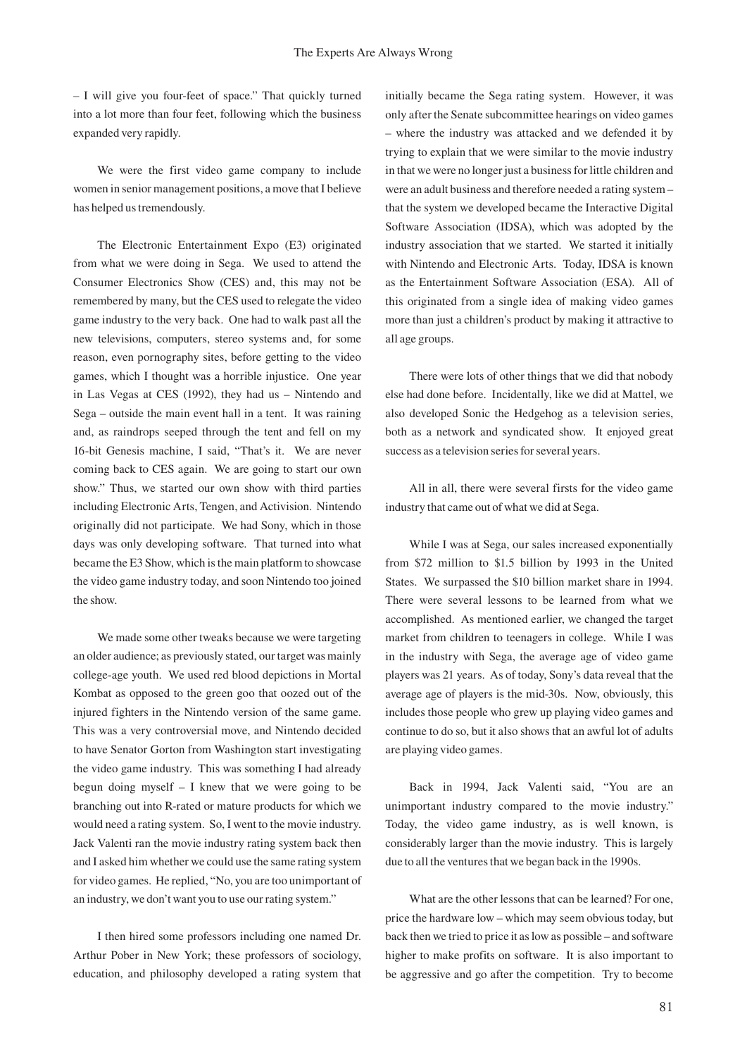– I will give you four-feet of space." That quickly turned into a lot more than four feet, following which the business expanded very rapidly.

We were the first video game company to include women in senior management positions, a move that I believe has helped us tremendously.

The Electronic Entertainment Expo (E3) originated from what we were doing in Sega. We used to attend the Consumer Electronics Show (CES) and, this may not be remembered by many, but the CES used to relegate the video game industry to the very back. One had to walk past all the new televisions, computers, stereo systems and, for some reason, even pornography sites, before getting to the video games, which I thought was a horrible injustice. One year in Las Vegas at CES (1992), they had us – Nintendo and Sega – outside the main event hall in a tent. It was raining and, as raindrops seeped through the tent and fell on my 16-bit Genesis machine, I said, "That's it. We are never coming back to CES again. We are going to start our own show." Thus, we started our own show with third parties including Electronic Arts, Tengen, and Activision. Nintendo originally did not participate. We had Sony, which in those days was only developing software. That turned into what became the E3 Show, which is the main platform to showcase the video game industry today, and soon Nintendo too joined the show.

We made some other tweaks because we were targeting an older audience; as previously stated, our target was mainly college-age youth. We used red blood depictions in Mortal Kombat as opposed to the green goo that oozed out of the injured fighters in the Nintendo version of the same game. This was a very controversial move, and Nintendo decided to have Senator Gorton from Washington start investigating the video game industry. This was something I had already begun doing myself – I knew that we were going to be branching out into R-rated or mature products for which we would need a rating system. So, I went to the movie industry. Jack Valenti ran the movie industry rating system back then and I asked him whether we could use the same rating system for video games. He replied, "No, you are too unimportant of an industry, we don't want you to use our rating system."

I then hired some professors including one named Dr. Arthur Pober in New York; these professors of sociology, education, and philosophy developed a rating system that initially became the Sega rating system. However, it was only after the Senate subcommittee hearings on video games – where the industry was attacked and we defended it by trying to explain that we were similar to the movie industry in that we were no longer just a business for little children and were an adult business and therefore needed a rating system – that the system we developed became the Interactive Digital Software Association (IDSA), which was adopted by the industry association that we started. We started it initially with Nintendo and Electronic Arts. Today, IDSA is known as the Entertainment Software Association (ESA). All of this originated from a single idea of making video games more than just a children's product by making it attractive to all age groups.

There were lots of other things that we did that nobody else had done before. Incidentally, like we did at Mattel, we also developed Sonic the Hedgehog as a television series, both as a network and syndicated show. It enjoyed great success as a television series for several years.

All in all, there were several firsts for the video game industry that came out of what we did at Sega.

While I was at Sega, our sales increased exponentially from $72 million to $1.5 billion by 1993 in the United States. We surpassed the $10 billion market share in 1994. There were several lessons to be learned from what we accomplished. As mentioned earlier, we changed the target market from children to teenagers in college. While I was in the industry with Sega, the average age of video game players was 21 years. As of today, Sony's data reveal that the average age of players is the mid-30s. Now, obviously, this includes those people who grew up playing video games and continue to do so, but it also shows that an awful lot of adults are playing video games.

Back in 1994, Jack Valenti said, "You are an unimportant industry compared to the movie industry." Today, the video game industry, as is well known, is considerably larger than the movie industry. This is largely due to all the ventures that we began back in the 1990s.

What are the other lessons that can be learned? For one, price the hardware low – which may seem obvious today, but back then we tried to price it as low as possible – and software higher to make profits on software. It is also important to be aggressive and go after the competition. Try to become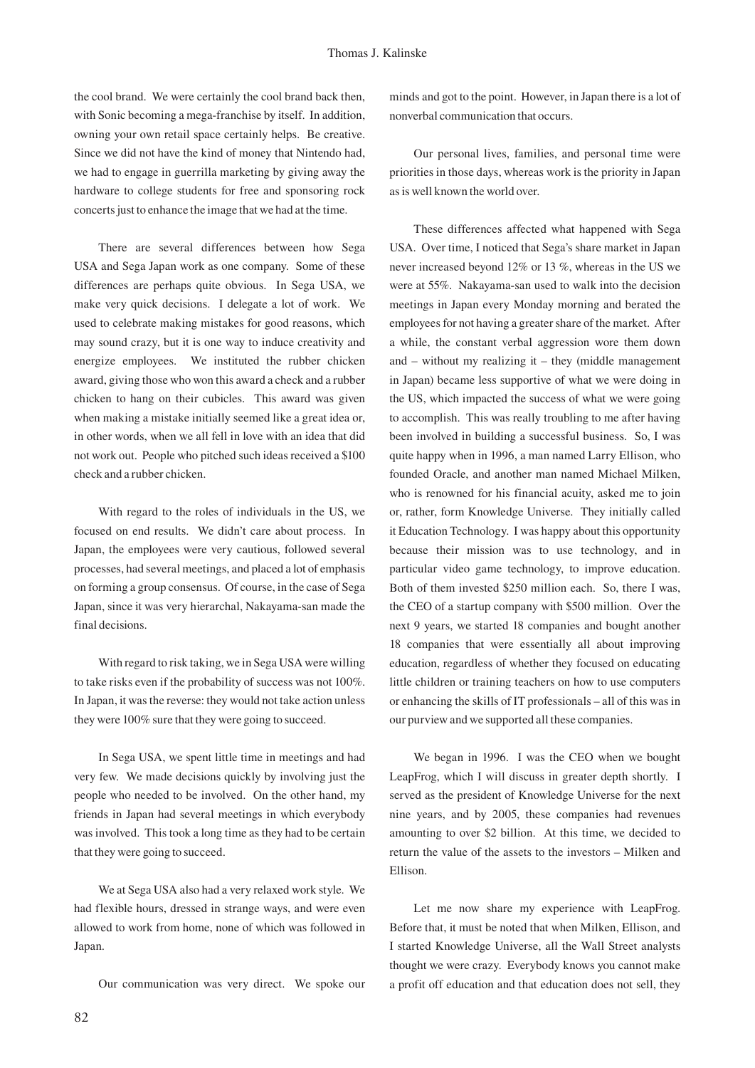the cool brand. We were certainly the cool brand back then, with Sonic becoming a mega-franchise by itself. In addition, owning your own retail space certainly helps. Be creative. Since we did not have the kind of money that Nintendo had, we had to engage in guerrilla marketing by giving away the hardware to college students for free and sponsoring rock concerts just to enhance the image that we had at the time.

There are several differences between how Sega USA and Sega Japan work as one company. Some of these differences are perhaps quite obvious. In Sega USA, we make very quick decisions. I delegate a lot of work. We used to celebrate making mistakes for good reasons, which may sound crazy, but it is one way to induce creativity and energize employees. We instituted the rubber chicken award, giving those who won this award a check and a rubber chicken to hang on their cubicles. This award was given when making a mistake initially seemed like a great idea or, in other words, when we all fell in love with an idea that did not work out. People who pitched such ideas received a $100 check and a rubber chicken.

With regard to the roles of individuals in the US, we focused on end results. We didn't care about process. In Japan, the employees were very cautious, followed several processes, had several meetings, and placed a lot of emphasis on forming a group consensus. Of course, in the case of Sega Japan, since it was very hierarchal, Nakayama-san made the final decisions.

With regard to risk taking, we in Sega USA were willing to take risks even if the probability of success was not 100%. In Japan, it was the reverse: they would not take action unless they were 100% sure that they were going to succeed.

In Sega USA, we spent little time in meetings and had very few. We made decisions quickly by involving just the people who needed to be involved. On the other hand, my friends in Japan had several meetings in which everybody was involved. This took a long time as they had to be certain that they were going to succeed.

We at Sega USA also had a very relaxed work style. We had flexible hours, dressed in strange ways, and were even allowed to work from home, none of which was followed in Japan.

Our communication was very direct. We spoke our minds and got to the point. However, in Japan there is a lot of nonverbal communication that occurs.

Our personal lives, families, and personal time were priorities in those days, whereas work is the priority in Japan as is well known the world over.

These differences affected what happened with Sega USA. Over time, I noticed that Sega's share market in Japan never increased beyond 12% or 13 %, whereas in the US we were at 55%. Nakayama-san used to walk into the decision meetings in Japan every Monday morning and berated the employees for not having a greater share of the market. After a while, the constant verbal aggression wore them down and – without my realizing it – they (middle management in Japan) became less supportive of what we were doing in the US, which impacted the success of what we were going to accomplish. This was really troubling to me after having been involved in building a successful business. So, I was quite happy when in 1996, a man named Larry Ellison, who founded Oracle, and another man named Michael Milken, who is renowned for his financial acuity, asked me to join or, rather, form Knowledge Universe. They initially called it Education Technology. I was happy about this opportunity because their mission was to use technology, and in particular video game technology, to improve education. Both of them invested $250 million each. So, there I was, the CEO of a startup company with $500 million. Over the next 9 years, we started 18 companies and bought another 18 companies that were essentially all about improving education, regardless of whether they focused on educating little children or training teachers on how to use computers or enhancing the skills of IT professionals – all of this was in our purview and we supported all these companies.

We began in 1996. I was the CEO when we bought LeapFrog, which I will discuss in greater depth shortly. I served as the president of Knowledge Universe for the next nine years, and by 2005, these companies had revenues amounting to over $2 billion. At this time, we decided to return the value of the assets to the investors – Milken and Ellison.

Let me now share my experience with LeapFrog. Before that, it must be noted that when Milken, Ellison, and I started Knowledge Universe, all the Wall Street analysts thought we were crazy. Everybody knows you cannot make a profit off education and that education does not sell, they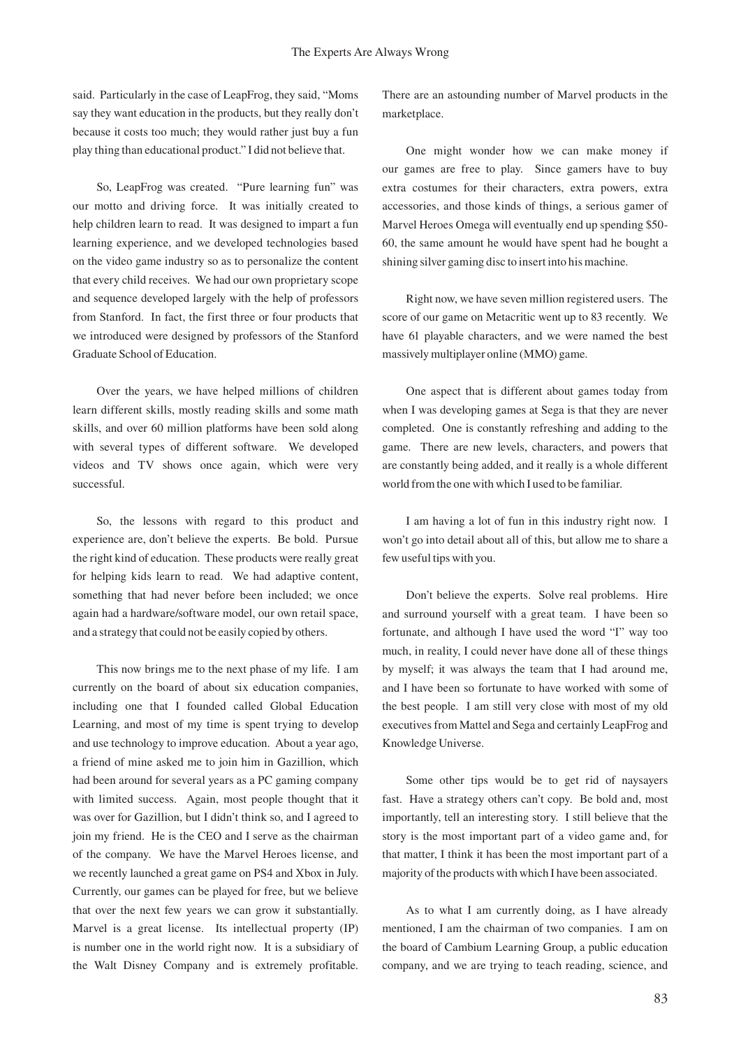said. Particularly in the case of LeapFrog, they said, "Moms say they want education in the products, but they really don't because it costs too much; they would rather just buy a fun play thing than educational product." I did not believe that.

So, LeapFrog was created. "Pure learning fun" was our motto and driving force. It was initially created to help children learn to read. It was designed to impart a fun learning experience, and we developed technologies based on the video game industry so as to personalize the content that every child receives. We had our own proprietary scope and sequence developed largely with the help of professors from Stanford. In fact, the first three or four products that we introduced were designed by professors of the Stanford Graduate School of Education.

Over the years, we have helped millions of children learn different skills, mostly reading skills and some math skills, and over 60 million platforms have been sold along with several types of different software. We developed videos and TV shows once again, which were very successful.

So, the lessons with regard to this product and experience are, don't believe the experts. Be bold. Pursue the right kind of education. These products were really great for helping kids learn to read. We had adaptive content, something that had never before been included; we once again had a hardware/software model, our own retail space, and a strategy that could not be easily copied by others.

This now brings me to the next phase of my life. I am currently on the board of about six education companies, including one that I founded called Global Education Learning, and most of my time is spent trying to develop and use technology to improve education. About a year ago, a friend of mine asked me to join him in Gazillion, which had been around for several years as a PC gaming company with limited success. Again, most people thought that it was over for Gazillion, but I didn't think so, and I agreed to join my friend. He is the CEO and I serve as the chairman of the company. We have the Marvel Heroes license, and we recently launched a great game on PS4 and Xbox in July. Currently, our games can be played for free, but we believe that over the next few years we can grow it substantially. Marvel is a great license. Its intellectual property (IP) is number one in the world right now. It is a subsidiary of the Walt Disney Company and is extremely profitable. There are an astounding number of Marvel products in the marketplace.

One might wonder how we can make money if our games are free to play. Since gamers have to buy extra costumes for their characters, extra powers, extra accessories, and those kinds of things, a serious gamer of Marvel Heroes Omega will eventually end up spending $50-60, the same amount he would have spent had he bought a shining silver gaming disc to insert into his machine.

Right now, we have seven million registered users. The score of our game on Metacritic went up to 83 recently. We have 61 playable characters, and we were named the best massively multiplayer online (MMO) game.

One aspect that is different about games today from when I was developing games at Sega is that they are never completed. One is constantly refreshing and adding to the game. There are new levels, characters, and powers that are constantly being added, and it really is a whole different world from the one with which I used to be familiar.

I am having a lot of fun in this industry right now. I won't go into detail about all of this, but allow me to share a few useful tips with you.

Don't believe the experts. Solve real problems. Hire and surround yourself with a great team. I have been so fortunate, and although I have used the word "I" way too much, in reality, I could never have done all of these things by myself; it was always the team that I had around me, and I have been so fortunate to have worked with some of the best people. I am still very close with most of my old executives from Mattel and Sega and certainly LeapFrog and Knowledge Universe.

Some other tips would be to get rid of naysayers fast. Have a strategy others can't copy. Be bold and, most importantly, tell an interesting story. I still believe that the story is the most important part of a video game and, for that matter, I think it has been the most important part of a majority of the products with which I have been associated.

As to what I am currently doing, as I have already mentioned, I am the chairman of two companies. I am on the board of Cambium Learning Group, a public education company, and we are trying to teach reading, science, and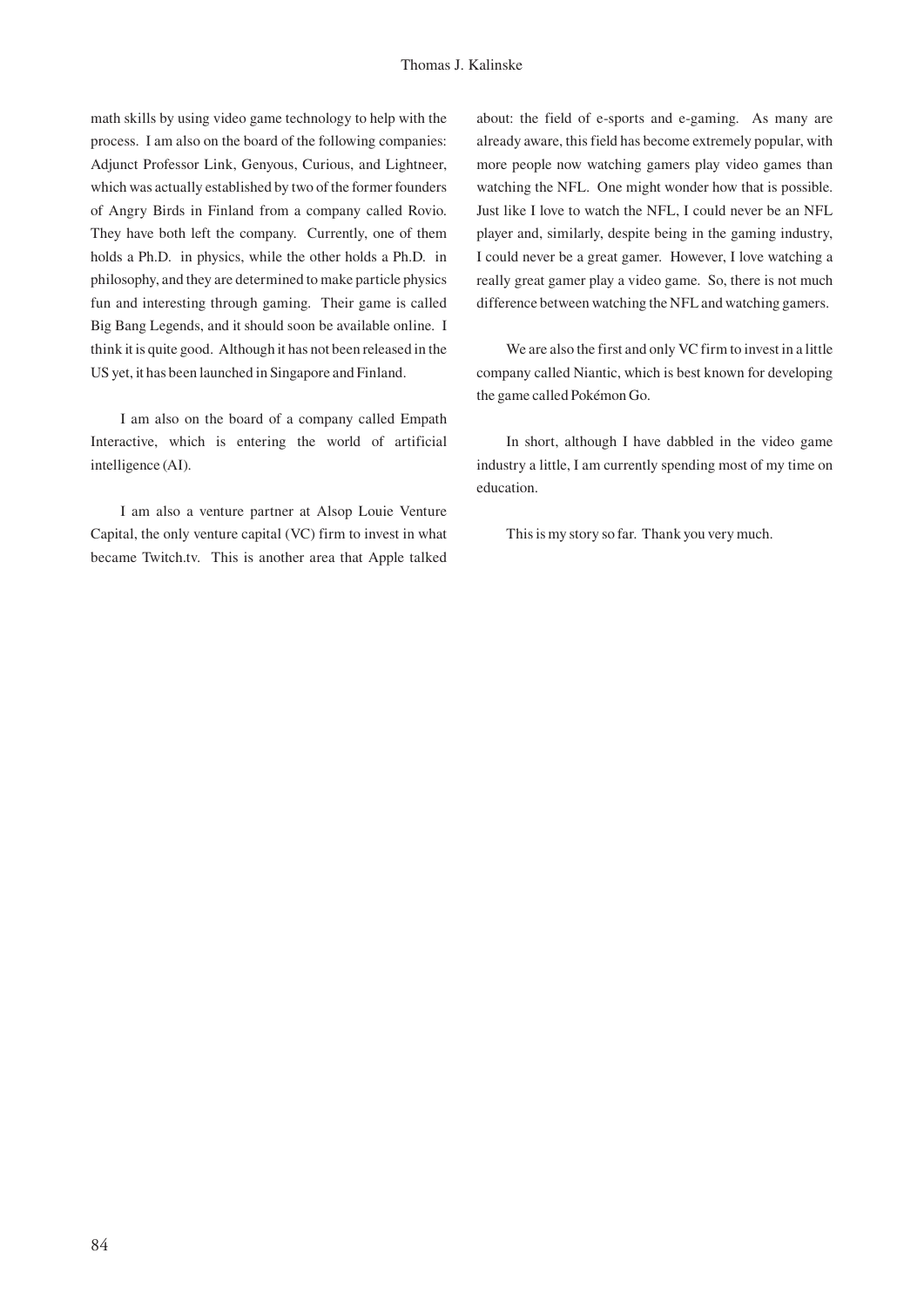math skills by using video game technology to help with the process. I am also on the board of the following companies: Adjunct Professor Link, Genyous, Curious, and Lightneer, which was actually established by two of the former founders of Angry Birds in Finland from a company called Rovio. They have both left the company. Currently, one of them holds a Ph.D. in physics, while the other holds a Ph.D. in philosophy, and they are determined to make particle physics fun and interesting through gaming. Their game is called Big Bang Legends, and it should soon be available online. I think it is quite good. Although it has not been released in the US yet, it has been launched in Singapore and Finland.

I am also on the board of a company called Empath Interactive, which is entering the world of artificial intelligence (AI).

I am also a venture partner at Alsop Louie Venture Capital, the only venture capital (VC) firm to invest in what became Twitch.tv. This is another area that Apple talked about: the field of e-sports and e-gaming. As many are already aware, this field has become extremely popular, with more people now watching gamers play video games than watching the NFL. One might wonder how that is possible. Just like I love to watch the NFL, I could never be an NFL player and, similarly, despite being in the gaming industry, I could never be a great gamer. However, I love watching a really great gamer play a video game. So, there is not much difference between watching the NFL and watching gamers.

We are also the first and only VC firm to invest in a little company called Niantic, which is best known for developing the game called Pokémon Go.

In short, although I have dabbled in the video game industry a little, I am currently spending most of my time on education.

This is my story so far. Thank you very much.